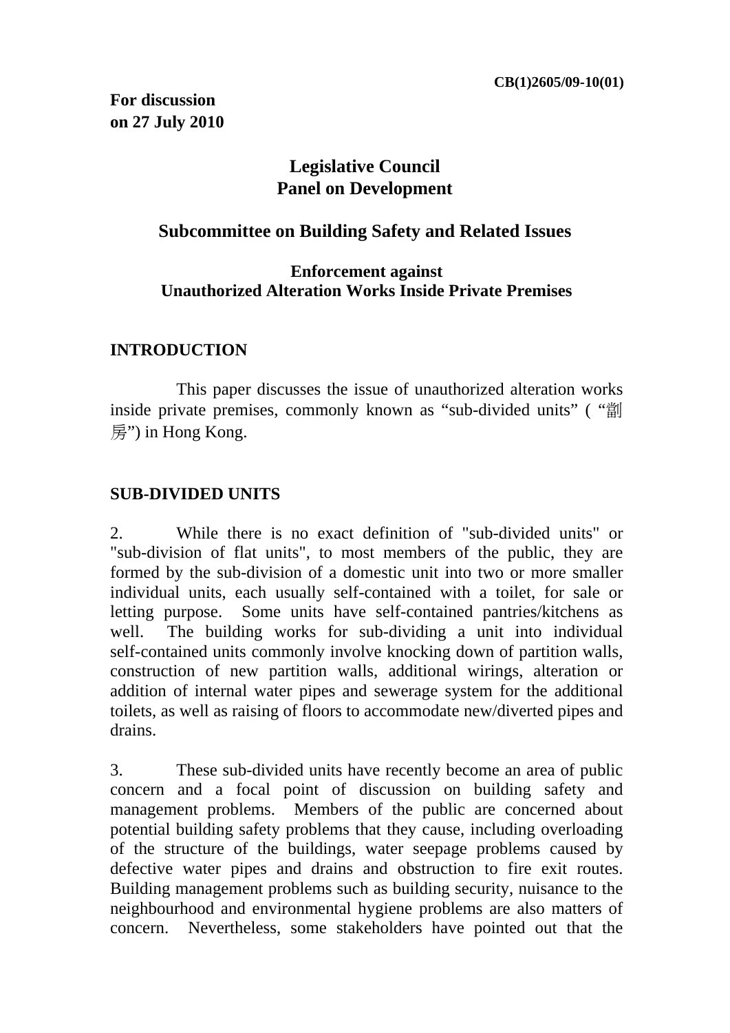CB(1)2605/09-10(01)

**For discussion**
**on 27 July 2010**

# Legislative Council
# Panel on Development

## Subcommittee on Building Safety and Related Issues

### Enforcement against Unauthorized Alteration Works Inside Private Premises

## INTRODUCTION

This paper discusses the issue of unauthorized alteration works inside private premises, commonly known as "sub-divided units" ( "劏房") in Hong Kong.

## SUB-DIVIDED UNITS

2. While there is no exact definition of "sub-divided units" or "sub-division of flat units", to most members of the public, they are formed by the sub-division of a domestic unit into two or more smaller individual units, each usually self-contained with a toilet, for sale or letting purpose. Some units have self-contained pantries/kitchens as well. The building works for sub-dividing a unit into individual self-contained units commonly involve knocking down of partition walls, construction of new partition walls, additional wirings, alteration or addition of internal water pipes and sewerage system for the additional toilets, as well as raising of floors to accommodate new/diverted pipes and drains.

3. These sub-divided units have recently become an area of public concern and a focal point of discussion on building safety and management problems. Members of the public are concerned about potential building safety problems that they cause, including overloading of the structure of the buildings, water seepage problems caused by defective water pipes and drains and obstruction to fire exit routes. Building management problems such as building security, nuisance to the neighbourhood and environmental hygiene problems are also matters of concern. Nevertheless, some stakeholders have pointed out that the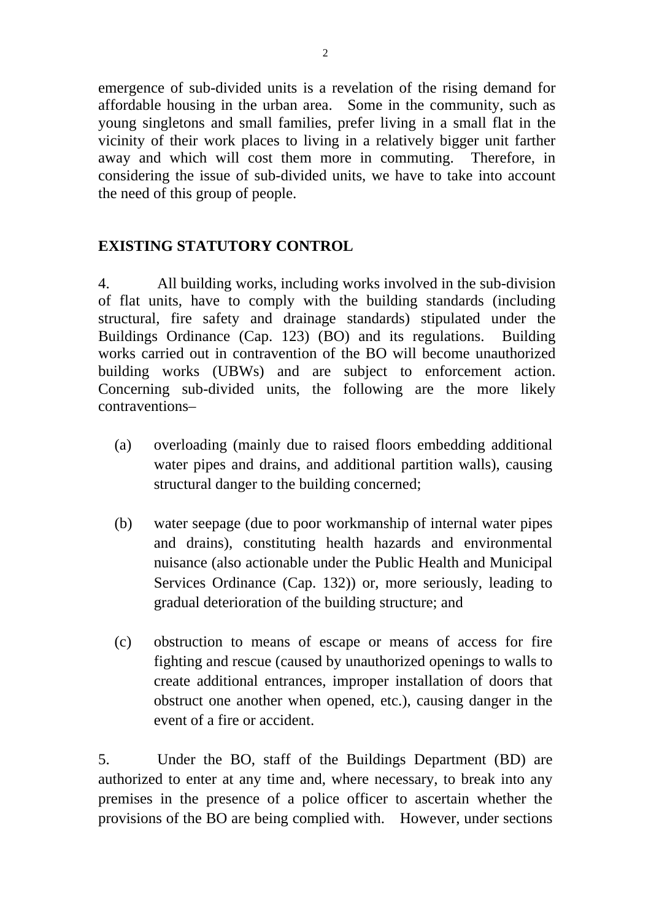emergence of sub-divided units is a revelation of the rising demand for affordable housing in the urban area. Some in the community, such as young singletons and small families, prefer living in a small flat in the vicinity of their work places to living in a relatively bigger unit farther away and which will cost them more in commuting. Therefore, in considering the issue of sub-divided units, we have to take into account the need of this group of people.

## EXISTING STATUTORY CONTROL

4. All building works, including works involved in the sub-division of flat units, have to comply with the building standards (including structural, fire safety and drainage standards) stipulated under the Buildings Ordinance (Cap. 123) (BO) and its regulations. Building works carried out in contravention of the BO will become unauthorized building works (UBWs) and are subject to enforcement action. Concerning sub-divided units, the following are the more likely contraventions–

(a) overloading (mainly due to raised floors embedding additional water pipes and drains, and additional partition walls), causing structural danger to the building concerned;

(b) water seepage (due to poor workmanship of internal water pipes and drains), constituting health hazards and environmental nuisance (also actionable under the Public Health and Municipal Services Ordinance (Cap. 132)) or, more seriously, leading to gradual deterioration of the building structure; and

(c) obstruction to means of escape or means of access for fire fighting and rescue (caused by unauthorized openings to walls to create additional entrances, improper installation of doors that obstruct one another when opened, etc.), causing danger in the event of a fire or accident.

5. Under the BO, staff of the Buildings Department (BD) are authorized to enter at any time and, where necessary, to break into any premises in the presence of a police officer to ascertain whether the provisions of the BO are being complied with. However, under sections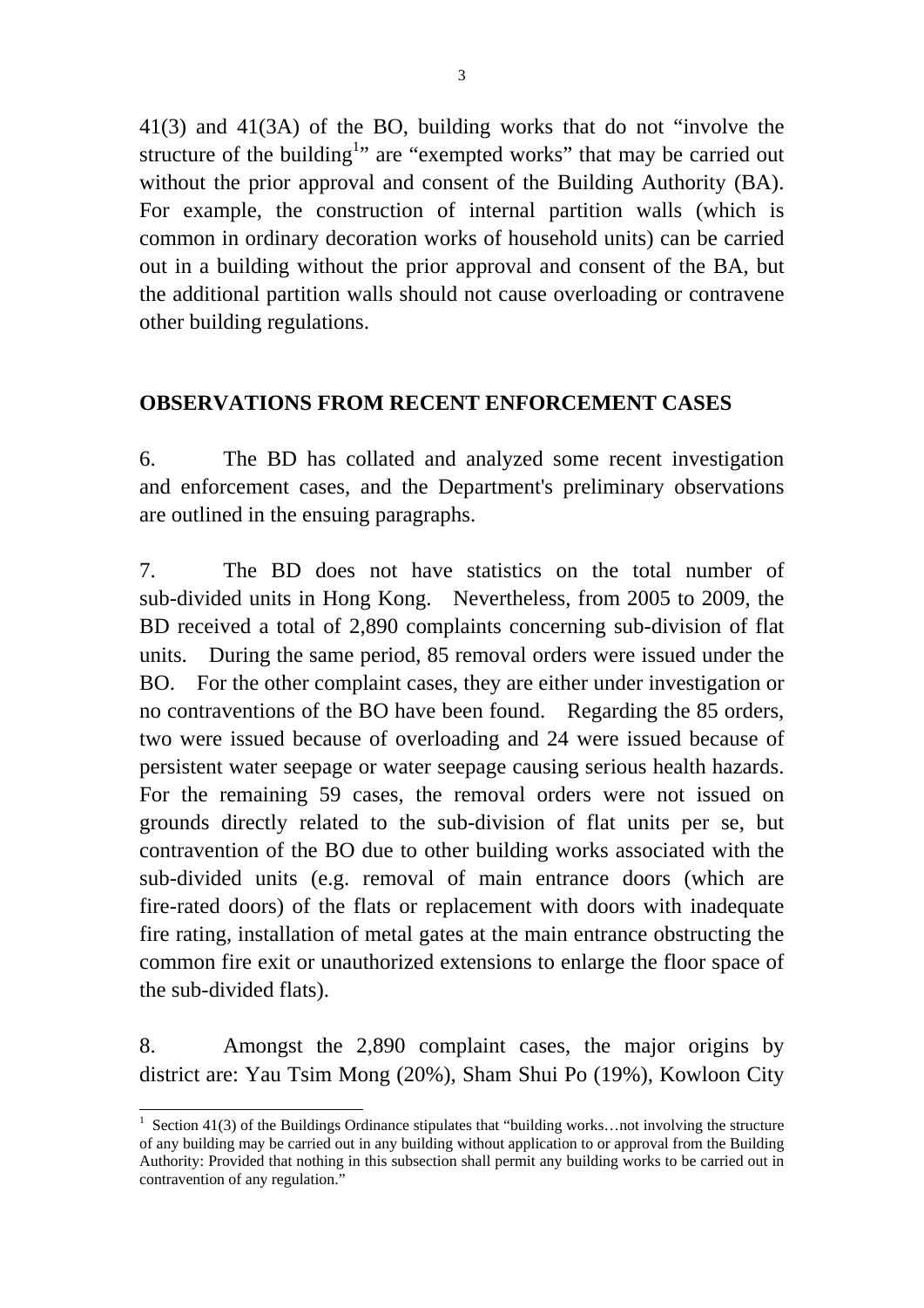41(3) and 41(3A) of the BO, building works that do not "involve the structure of the building[1]" are "exempted works" that may be carried out without the prior approval and consent of the Building Authority (BA). For example, the construction of internal partition walls (which is common in ordinary decoration works of household units) can be carried out in a building without the prior approval and consent of the BA, but the additional partition walls should not cause overloading or contravene other building regulations.

## OBSERVATIONS FROM RECENT ENFORCEMENT CASES

6. The BD has collated and analyzed some recent investigation and enforcement cases, and the Department's preliminary observations are outlined in the ensuing paragraphs.

7. The BD does not have statistics on the total number of sub-divided units in Hong Kong. Nevertheless, from 2005 to 2009, the BD received a total of 2,890 complaints concerning sub-division of flat units. During the same period, 85 removal orders were issued under the BO. For the other complaint cases, they are either under investigation or no contraventions of the BO have been found. Regarding the 85 orders, two were issued because of overloading and 24 were issued because of persistent water seepage or water seepage causing serious health hazards. For the remaining 59 cases, the removal orders were not issued on grounds directly related to the sub-division of flat units per se, but contravention of the BO due to other building works associated with the sub-divided units (e.g. removal of main entrance doors (which are fire-rated doors) of the flats or replacement with doors with inadequate fire rating, installation of metal gates at the main entrance obstructing the common fire exit or unauthorized extensions to enlarge the floor space of the sub-divided flats).

8. Amongst the 2,890 complaint cases, the major origins by district are: Yau Tsim Mong (20%), Sham Shui Po (19%), Kowloon City

---

[1] Section 41(3) of the Buildings Ordinance stipulates that "building works…not involving the structure of any building may be carried out in any building without application to or approval from the Building Authority: Provided that nothing in this subsection shall permit any building works to be carried out in contravention of any regulation."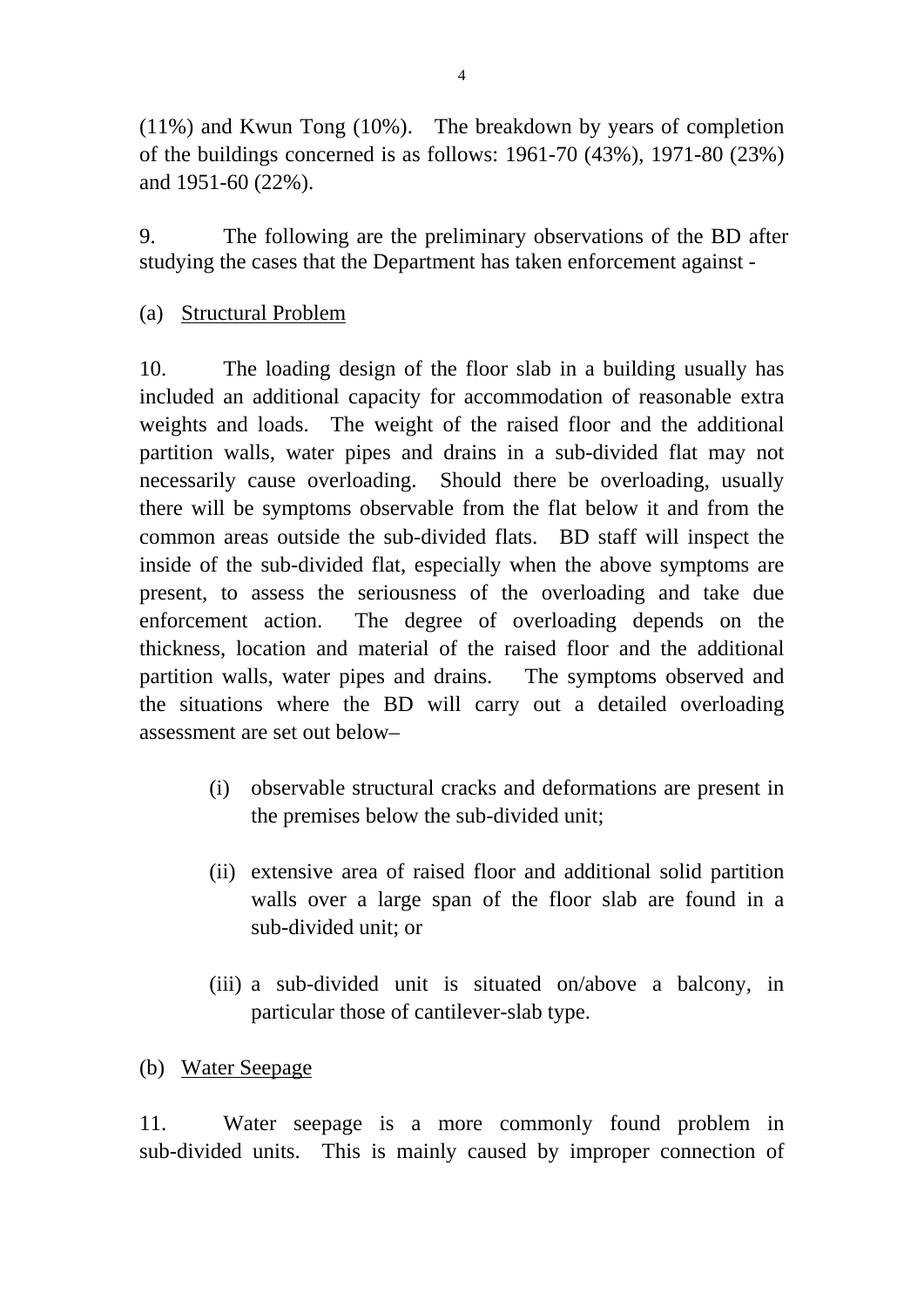(11%) and Kwun Tong (10%). The breakdown by years of completion of the buildings concerned is as follows: 1961-70 (43%), 1971-80 (23%) and 1951-60 (22%).

9. The following are the preliminary observations of the BD after studying the cases that the Department has taken enforcement against -

(a) <u>Structural Problem</u>

10. The loading design of the floor slab in a building usually has included an additional capacity for accommodation of reasonable extra weights and loads. The weight of the raised floor and the additional partition walls, water pipes and drains in a sub-divided flat may not necessarily cause overloading. Should there be overloading, usually there will be symptoms observable from the flat below it and from the common areas outside the sub-divided flats. BD staff will inspect the inside of the sub-divided flat, especially when the above symptoms are present, to assess the seriousness of the overloading and take due enforcement action. The degree of overloading depends on the thickness, location and material of the raised floor and the additional partition walls, water pipes and drains. The symptoms observed and the situations where the BD will carry out a detailed overloading assessment are set out below–

- (i) observable structural cracks and deformations are present in the premises below the sub-divided unit;

- (ii) extensive area of raised floor and additional solid partition walls over a large span of the floor slab are found in a sub-divided unit; or

- (iii) a sub-divided unit is situated on/above a balcony, in particular those of cantilever-slab type.

(b) <u>Water Seepage</u>

11. Water seepage is a more commonly found problem in sub-divided units. This is mainly caused by improper connection of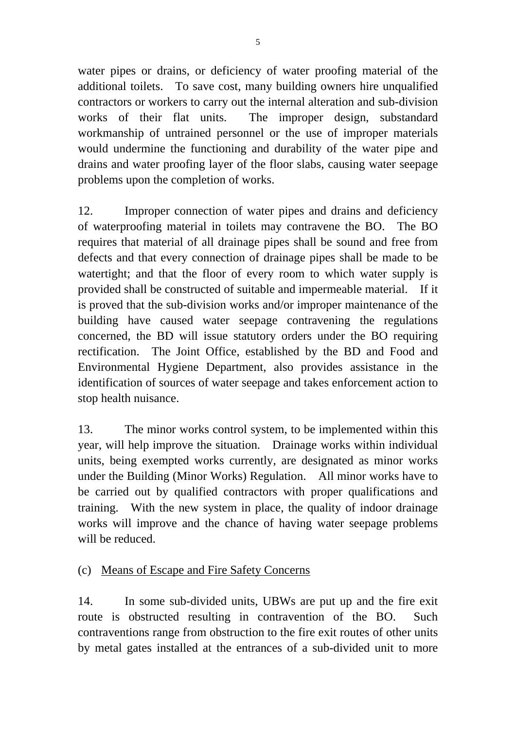water pipes or drains, or deficiency of water proofing material of the additional toilets. To save cost, many building owners hire unqualified contractors or workers to carry out the internal alteration and sub-division works of their flat units. The improper design, substandard workmanship of untrained personnel or the use of improper materials would undermine the functioning and durability of the water pipe and drains and water proofing layer of the floor slabs, causing water seepage problems upon the completion of works.

12. Improper connection of water pipes and drains and deficiency of waterproofing material in toilets may contravene the BO. The BO requires that material of all drainage pipes shall be sound and free from defects and that every connection of drainage pipes shall be made to be watertight; and that the floor of every room to which water supply is provided shall be constructed of suitable and impermeable material. If it is proved that the sub-division works and/or improper maintenance of the building have caused water seepage contravening the regulations concerned, the BD will issue statutory orders under the BO requiring rectification. The Joint Office, established by the BD and Food and Environmental Hygiene Department, also provides assistance in the identification of sources of water seepage and takes enforcement action to stop health nuisance.

13. The minor works control system, to be implemented within this year, will help improve the situation. Drainage works within individual units, being exempted works currently, are designated as minor works under the Building (Minor Works) Regulation. All minor works have to be carried out by qualified contractors with proper qualifications and training. With the new system in place, the quality of indoor drainage works will improve and the chance of having water seepage problems will be reduced.

(c) <u>Means of Escape and Fire Safety Concerns</u>

14. In some sub-divided units, UBWs are put up and the fire exit route is obstructed resulting in contravention of the BO. Such contraventions range from obstruction to the fire exit routes of other units by metal gates installed at the entrances of a sub-divided unit to more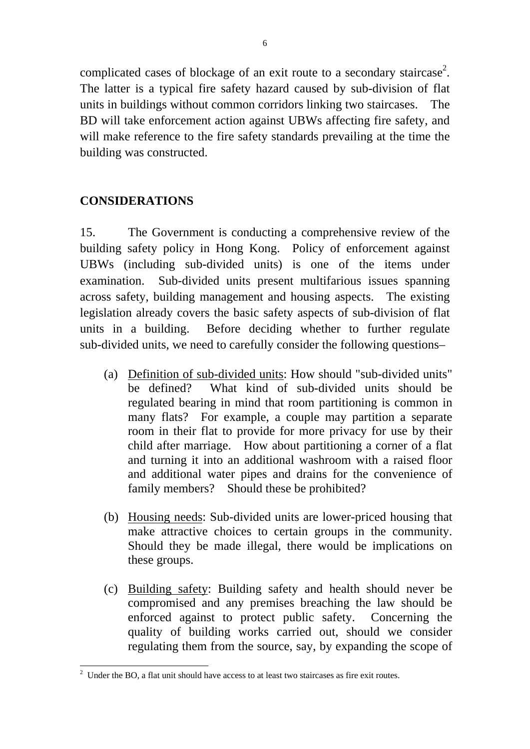complicated cases of blockage of an exit route to a secondary staircase[2]. The latter is a typical fire safety hazard caused by sub-division of flat units in buildings without common corridors linking two staircases. The BD will take enforcement action against UBWs affecting fire safety, and will make reference to the fire safety standards prevailing at the time the building was constructed.

## CONSIDERATIONS

15. The Government is conducting a comprehensive review of the building safety policy in Hong Kong. Policy of enforcement against UBWs (including sub-divided units) is one of the items under examination. Sub-divided units present multifarious issues spanning across safety, building management and housing aspects. The existing legislation already covers the basic safety aspects of sub-division of flat units in a building. Before deciding whether to further regulate sub-divided units, we need to carefully consider the following questions–

(a) <u>Definition of sub-divided units</u>: How should "sub-divided units" be defined? What kind of sub-divided units should be regulated bearing in mind that room partitioning is common in many flats? For example, a couple may partition a separate room in their flat to provide for more privacy for use by their child after marriage. How about partitioning a corner of a flat and turning it into an additional washroom with a raised floor and additional water pipes and drains for the convenience of family members? Should these be prohibited?

(b) <u>Housing needs</u>: Sub-divided units are lower-priced housing that make attractive choices to certain groups in the community. Should they be made illegal, there would be implications on these groups.

(c) <u>Building safety</u>: Building safety and health should never be compromised and any premises breaching the law should be enforced against to protect public safety. Concerning the quality of building works carried out, should we consider regulating them from the source, say, by expanding the scope of

---

[2] Under the BO, a flat unit should have access to at least two staircases as fire exit routes.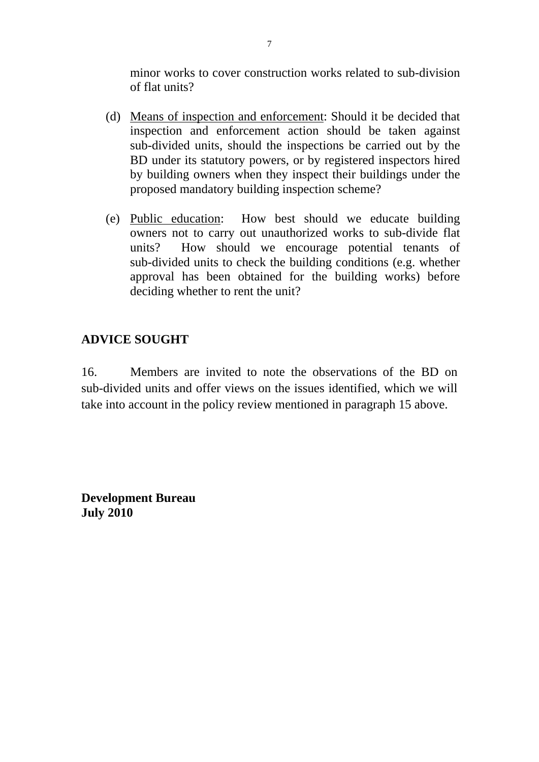minor works to cover construction works related to sub-division of flat units?

(d) Means of inspection and enforcement: Should it be decided that inspection and enforcement action should be taken against sub-divided units, should the inspections be carried out by the BD under its statutory powers, or by registered inspectors hired by building owners when they inspect their buildings under the proposed mandatory building inspection scheme?

(e) Public education: How best should we educate building owners not to carry out unauthorized works to sub-divide flat units? How should we encourage potential tenants of sub-divided units to check the building conditions (e.g. whether approval has been obtained for the building works) before deciding whether to rent the unit?

## ADVICE SOUGHT

16. Members are invited to note the observations of the BD on sub-divided units and offer views on the issues identified, which we will take into account in the policy review mentioned in paragraph 15 above.

**Development Bureau**
**July 2010**